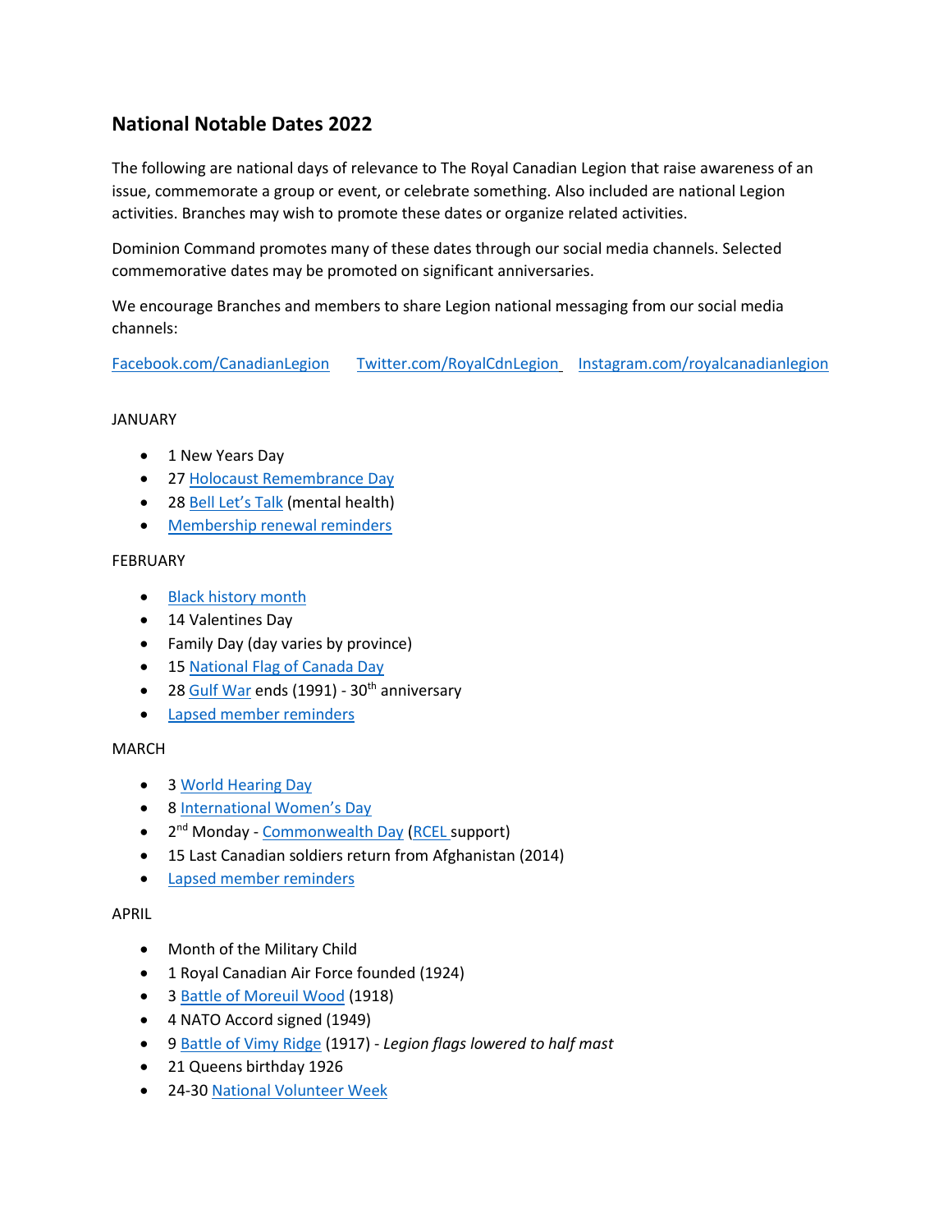# National Notable Dates 2022

The following are national days of relevance to The Royal Canadian Legion that raise awareness of an issue, commemorate a group or event, or celebrate something. Also included are national Legion activities. Branches may wish to promote these dates or organize related activities.

Dominion Command promotes many of these dates through our social media channels. Selected commemorative dates may be promoted on significant anniversaries.

We encourage Branches and members to share Legion national messaging from our social media channels:

Facebook.com/CanadianLegion Twitter.com/RoyalCdnLegion Instagram.com/royalcanadianlegion

JANUARY

- 1 New Years Day
- 27 Holocaust Remembrance Day
- 28 Bell Let's Talk (mental health)
- Membership renewal reminders

FEBRUARY

- Black history month
- 14 Valentines Day
- Family Day (day varies by province)
- 15 National Flag of Canada Day
- 28 Gulf War ends (1991) - 30th anniversary
- Lapsed member reminders

MARCH

- 3 World Hearing Day
- 8 International Women's Day
- 2nd Monday - Commonwealth Day (RCEL support)
- 15 Last Canadian soldiers return from Afghanistan (2014)
- Lapsed member reminders

APRIL

- Month of the Military Child
- 1 Royal Canadian Air Force founded (1924)
- 3 Battle of Moreuil Wood (1918)
- 4 NATO Accord signed (1949)
- 9 Battle of Vimy Ridge (1917) - *Legion flags lowered to half mast*
- 21 Queens birthday 1926
- 24-30 National Volunteer Week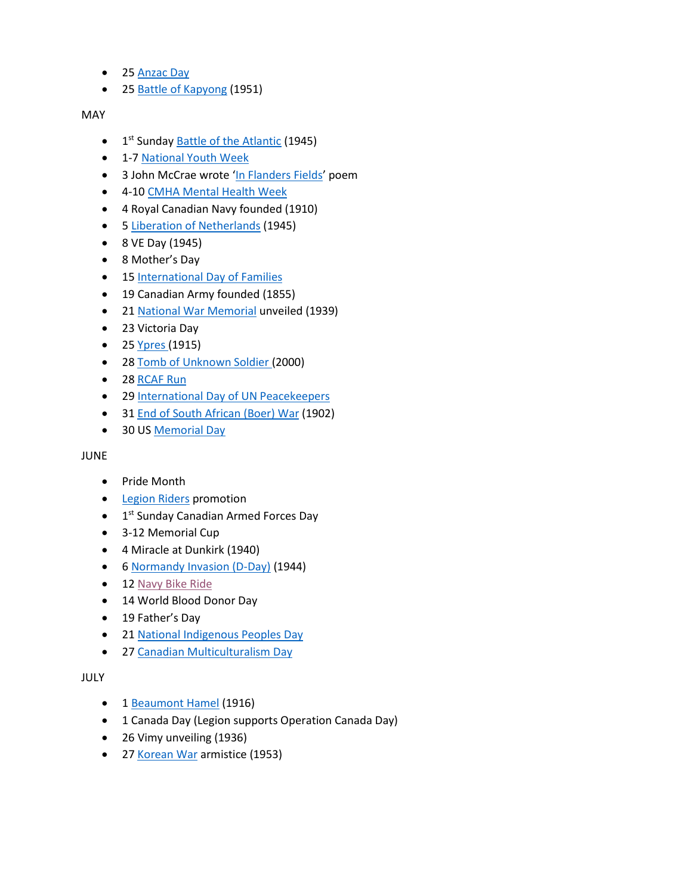- 25 Anzac Day
- 25 Battle of Kapyong (1951)

MAY

- 1st Sunday Battle of the Atlantic (1945)
- 1-7 National Youth Week
- 3 John McCrae wrote 'In Flanders Fields' poem
- 4-10 CMHA Mental Health Week
- 4 Royal Canadian Navy founded (1910)
- 5 Liberation of Netherlands (1945)
- 8 VE Day (1945)
- 8 Mother's Day
- 15 International Day of Families
- 19 Canadian Army founded (1855)
- 21 National War Memorial unveiled (1939)
- 23 Victoria Day
- 25 Ypres (1915)
- 28 Tomb of Unknown Soldier (2000)
- 28 RCAF Run
- 29 International Day of UN Peacekeepers
- 31 End of South African (Boer) War (1902)
- 30 US Memorial Day

JUNE

- Pride Month
- Legion Riders promotion
- 1st Sunday Canadian Armed Forces Day
- 3-12 Memorial Cup
- 4 Miracle at Dunkirk (1940)
- 6 Normandy Invasion (D-Day) (1944)
- 12 Navy Bike Ride
- 14 World Blood Donor Day
- 19 Father's Day
- 21 National Indigenous Peoples Day
- 27 Canadian Multiculturalism Day

JULY

- 1 Beaumont Hamel (1916)
- 1 Canada Day (Legion supports Operation Canada Day)
- 26 Vimy unveiling (1936)
- 27 Korean War armistice (1953)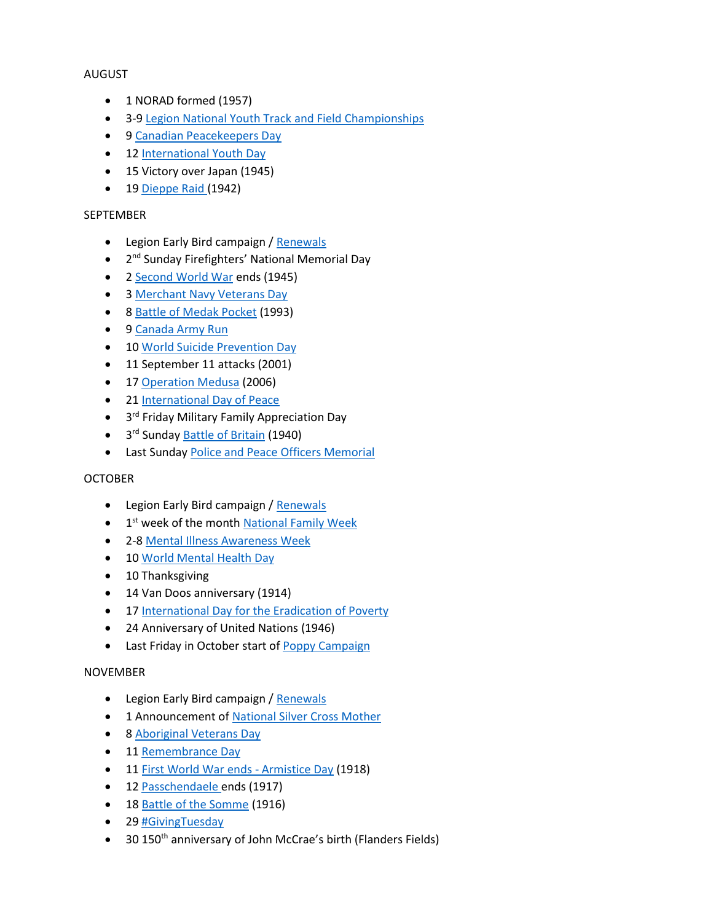AUGUST

- 1 NORAD formed (1957)
- 3-9 Legion National Youth Track and Field Championships
- 9 Canadian Peacekeepers Day
- 12 International Youth Day
- 15 Victory over Japan (1945)
- 19 Dieppe Raid (1942)

SEPTEMBER

- Legion Early Bird campaign / Renewals
- 2nd Sunday Firefighters' National Memorial Day
- 2 Second World War ends (1945)
- 3 Merchant Navy Veterans Day
- 8 Battle of Medak Pocket (1993)
- 9 Canada Army Run
- 10 World Suicide Prevention Day
- 11 September 11 attacks (2001)
- 17 Operation Medusa (2006)
- 21 International Day of Peace
- 3rd Friday Military Family Appreciation Day
- 3rd Sunday Battle of Britain (1940)
- Last Sunday Police and Peace Officers Memorial

OCTOBER

- Legion Early Bird campaign / Renewals
- 1st week of the month National Family Week
- 2-8 Mental Illness Awareness Week
- 10 World Mental Health Day
- 10 Thanksgiving
- 14 Van Doos anniversary (1914)
- 17 International Day for the Eradication of Poverty
- 24 Anniversary of United Nations (1946)
- Last Friday in October start of Poppy Campaign

NOVEMBER

- Legion Early Bird campaign / Renewals
- 1 Announcement of National Silver Cross Mother
- 8 Aboriginal Veterans Day
- 11 Remembrance Day
- 11 First World War ends - Armistice Day (1918)
- 12 Passchendaele ends (1917)
- 18 Battle of the Somme (1916)
- 29 #GivingTuesday
- 30 150th anniversary of John McCrae's birth (Flanders Fields)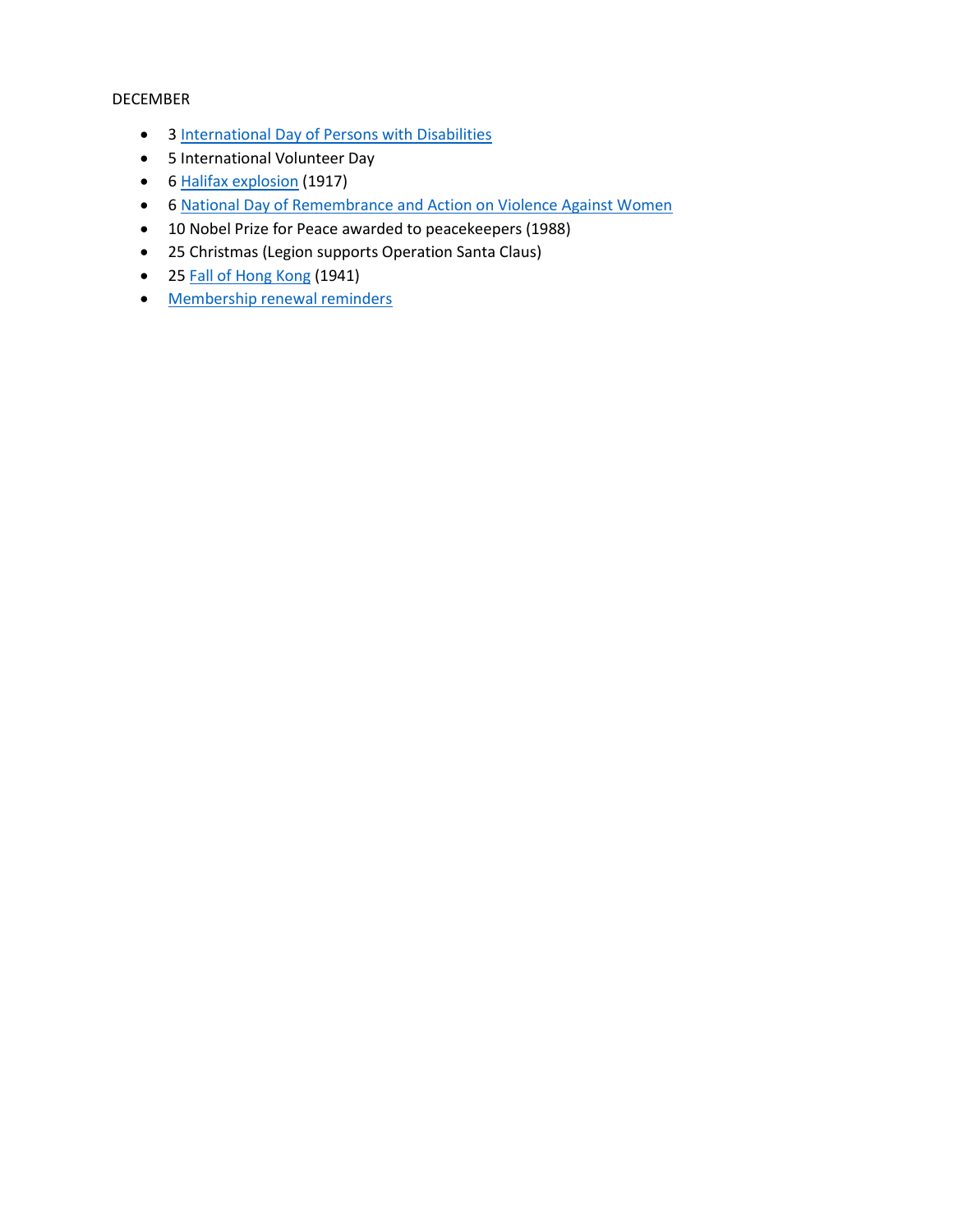DECEMBER

- 3 International Day of Persons with Disabilities
- 5 International Volunteer Day
- 6 Halifax explosion (1917)
- 6 National Day of Remembrance and Action on Violence Against Women
- 10 Nobel Prize for Peace awarded to peacekeepers (1988)
- 25 Christmas (Legion supports Operation Santa Claus)
- 25 Fall of Hong Kong (1941)
- Membership renewal reminders